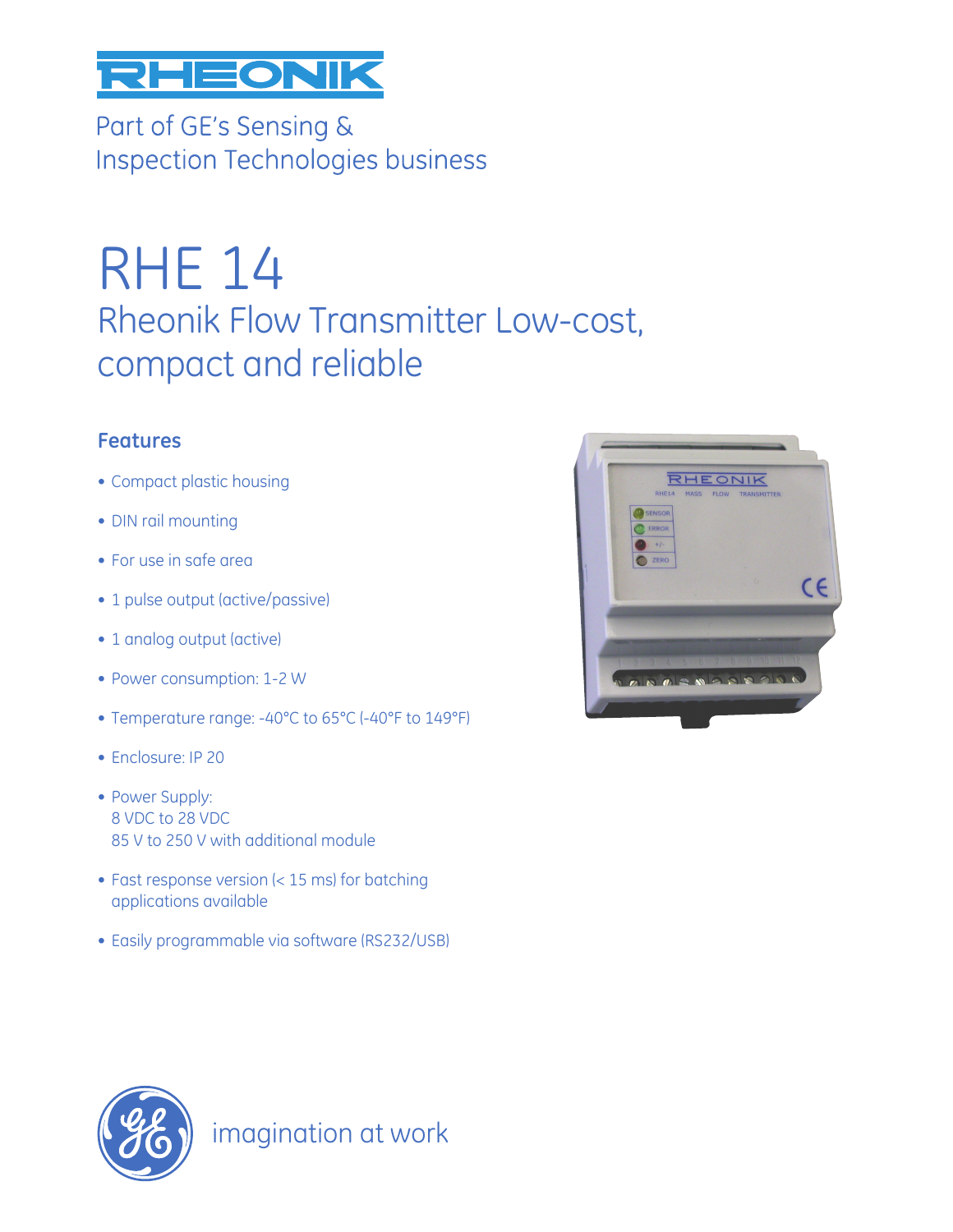# RHEONIK

Part of GE's Sensing & Inspection Technologies business

# RHE 14

## Rheonik Flow Transmitter Low-cost, compact and reliable

### Features

- Compact plastic housing
- DIN rail mounting
- For use in safe area
- 1 pulse output (active/passive)
- 1 analog output (active)
- Power consumption: 1-2 W
- Temperature range: -40°C to 65°C (-40°F to 149°F)
- Enclosure: IP 20
- Power Supply:
  8 VDC to 28 VDC
  85 V to 250 V with additional module
- Fast response version (< 15 ms) for batching applications available
- Easily programmable via software (RS232/USB)

imagination at work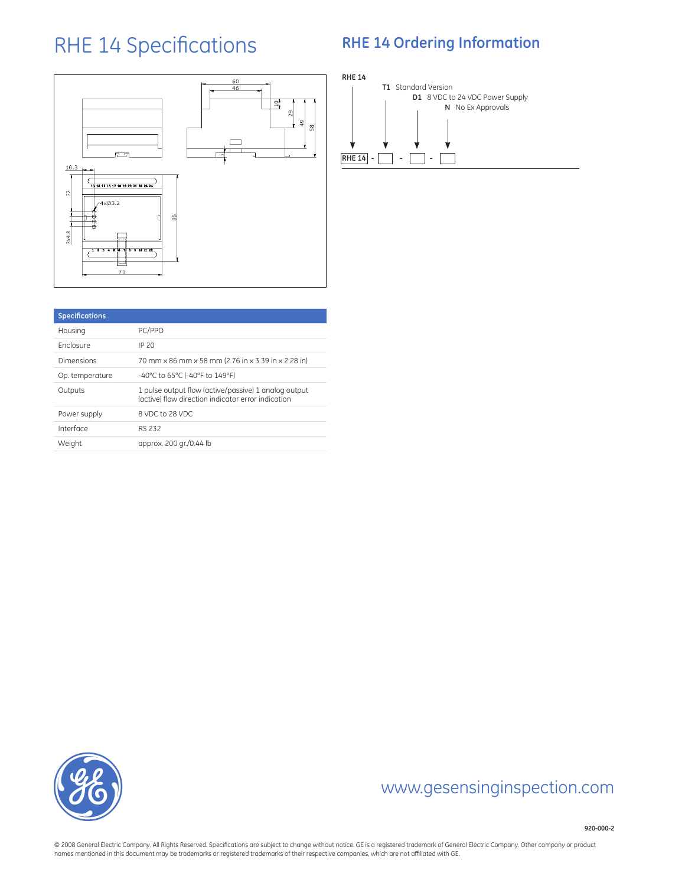# RHE 14 Specifications

60
46
10
29
49
58
10.3
37
4xØ3.2
3x4.8
86
70

| Specifications | |
|---|---|
| Housing | PC/PPO |
| Enclosure | IP 20 |
| Dimensions | 70 mm x 86 mm x 58 mm (2.76 in x 3.39 in x 2.28 in) |
| Op. temperature | -40°C to 65°C (-40°F to 149°F) |
| Outputs | 1 pulse output flow (active/passive) 1 analog output (active) flow direction indicator error indication |
| Power supply | 8 VDC to 28 VDC |
| Interface | RS 232 |
| Weight | approx. 200 gr./0.44 lb |

## RHE 14 Ordering Information

**RHE 14**

**T1** Standard Version

**D1** 8 VDC to 24 VDC Power Supply

**N** No Ex Approvals

RHE 14 - ☐ - ☐ - ☐

www.gesensinginspection.com

920-000-2

© 2008 General Electric Company. All Rights Reserved. Specifications are subject to change without notice. GE is a registered trademark of General Electric Company. Other company or product names mentioned in this document may be trademarks or registered trademarks of their respective companies, which are not affiliated with GE.